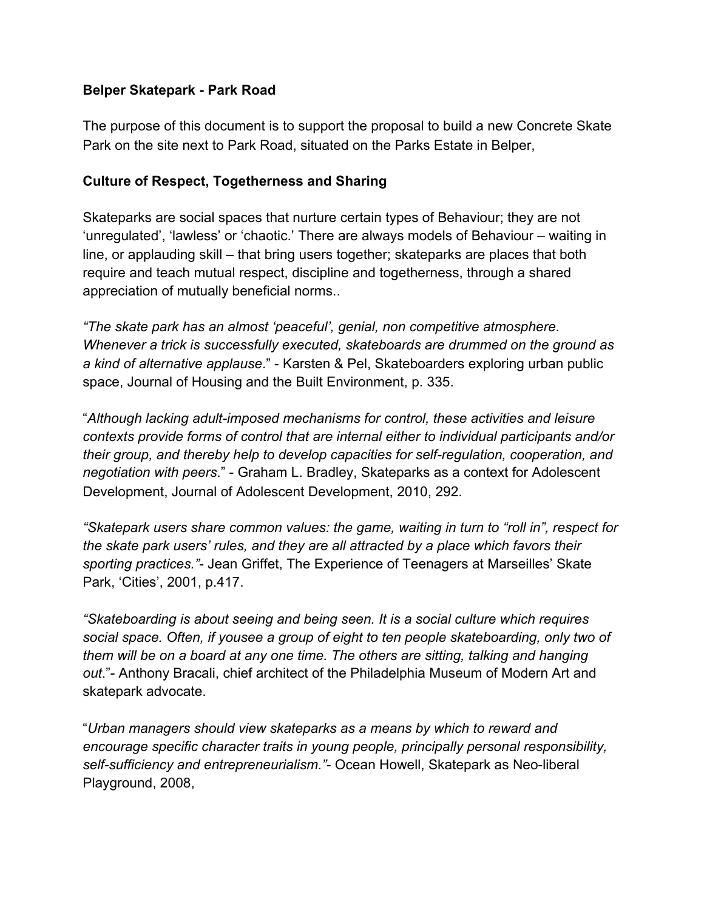**Belper Skatepark - Park Road**

The purpose of this document is to support the proposal to build a new Concrete Skate Park on the site next to Park Road, situated on the Parks Estate in Belper,

**Culture of Respect, Togetherness and Sharing**

Skateparks are social spaces that nurture certain types of Behaviour; they are not 'unregulated', 'lawless' or 'chaotic.' There are always models of Behaviour – waiting in line, or applauding skill – that bring users together; skateparks are places that both require and teach mutual respect, discipline and togetherness, through a shared appreciation of mutually beneficial norms..

*"The skate park has an almost 'peaceful', genial, non competitive atmosphere. Whenever a trick is successfully executed, skateboards are drummed on the ground as a kind of alternative applause*." - Karsten & Pel, Skateboarders exploring urban public space, Journal of Housing and the Built Environment, p. 335.

"*Although lacking adult-imposed mechanisms for control, these activities and leisure contexts provide forms of control that are internal either to individual participants and/or their group, and thereby help to develop capacities for self-regulation, cooperation, and negotiation with peers*." - Graham L. Bradley, Skateparks as a context for Adolescent Development, Journal of Adolescent Development, 2010, 292.

*"Skatepark users share common values: the game, waiting in turn to "roll in", respect for the skate park users' rules, and they are all attracted by a place which favors their sporting practices."*- Jean Griffet, The Experience of Teenagers at Marseilles' Skate Park, 'Cities', 2001, p.417.

*"Skateboarding is about seeing and being seen. It is a social culture which requires social space. Often, if yousee a group of eight to ten people skateboarding, only two of them will be on a board at any one time. The others are sitting, talking and hanging out*."- Anthony Bracali, chief architect of the Philadelphia Museum of Modern Art and skatepark advocate.

"*Urban managers should view skateparks as a means by which to reward and encourage specific character traits in young people, principally personal responsibility, self-sufficiency and entrepreneurialism."*- Ocean Howell, Skatepark as Neo-liberal Playground, 2008,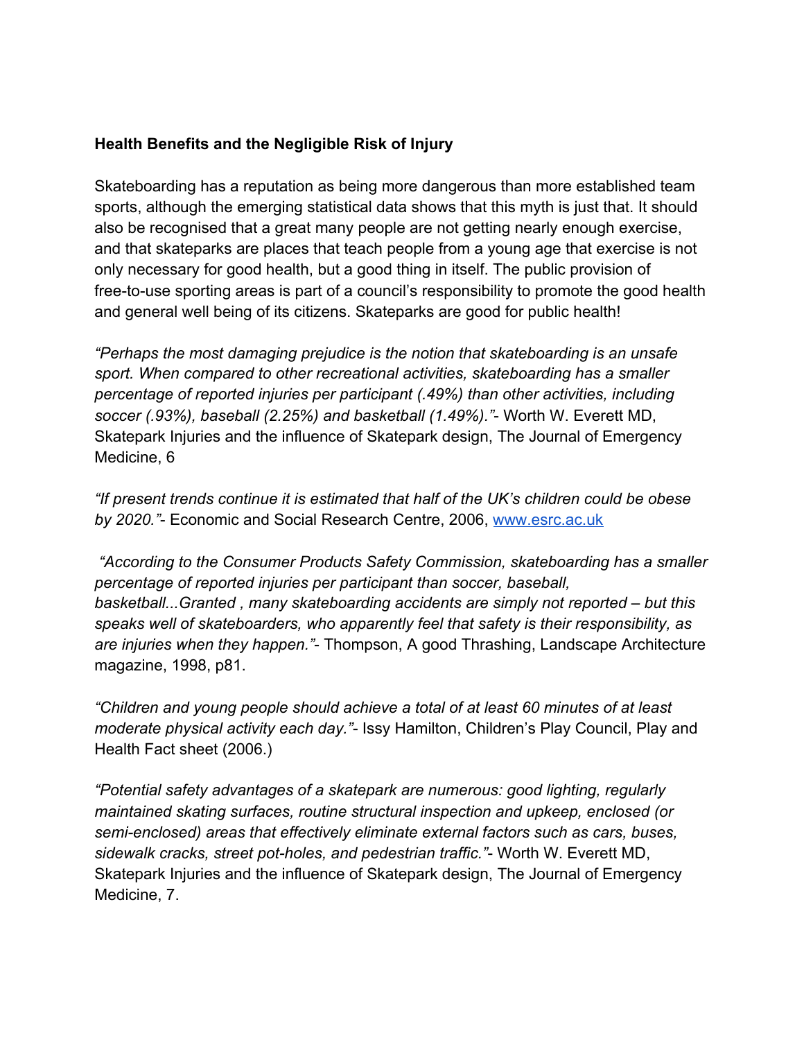**Health Benefits and the Negligible Risk of Injury**

Skateboarding has a reputation as being more dangerous than more established team sports, although the emerging statistical data shows that this myth is just that. It should also be recognised that a great many people are not getting nearly enough exercise, and that skateparks are places that teach people from a young age that exercise is not only necessary for good health, but a good thing in itself. The public provision of free-to-use sporting areas is part of a council's responsibility to promote the good health and general well being of its citizens. Skateparks are good for public health!

*"Perhaps the most damaging prejudice is the notion that skateboarding is an unsafe sport. When compared to other recreational activities, skateboarding has a smaller percentage of reported injuries per participant (.49%) than other activities, including soccer (.93%), baseball (2.25%) and basketball (1.49%)."*- Worth W. Everett MD, Skatepark Injuries and the influence of Skatepark design, The Journal of Emergency Medicine, 6

*"If present trends continue it is estimated that half of the UK's children could be obese by 2020."*- Economic and Social Research Centre, 2006, [www.esrc.ac.uk](http://www.esrc.ac.uk)

*"According to the Consumer Products Safety Commission, skateboarding has a smaller percentage of reported injuries per participant than soccer, baseball, basketball...Granted , many skateboarding accidents are simply not reported – but this speaks well of skateboarders, who apparently feel that safety is their responsibility, as are injuries when they happen."*- Thompson, A good Thrashing, Landscape Architecture magazine, 1998, p81.

*"Children and young people should achieve a total of at least 60 minutes of at least moderate physical activity each day."*- Issy Hamilton, Children's Play Council, Play and Health Fact sheet (2006.)

*"Potential safety advantages of a skatepark are numerous: good lighting, regularly maintained skating surfaces, routine structural inspection and upkeep, enclosed (or semi-enclosed) areas that effectively eliminate external factors such as cars, buses, sidewalk cracks, street pot-holes, and pedestrian traffic."*- Worth W. Everett MD, Skatepark Injuries and the influence of Skatepark design, The Journal of Emergency Medicine, 7.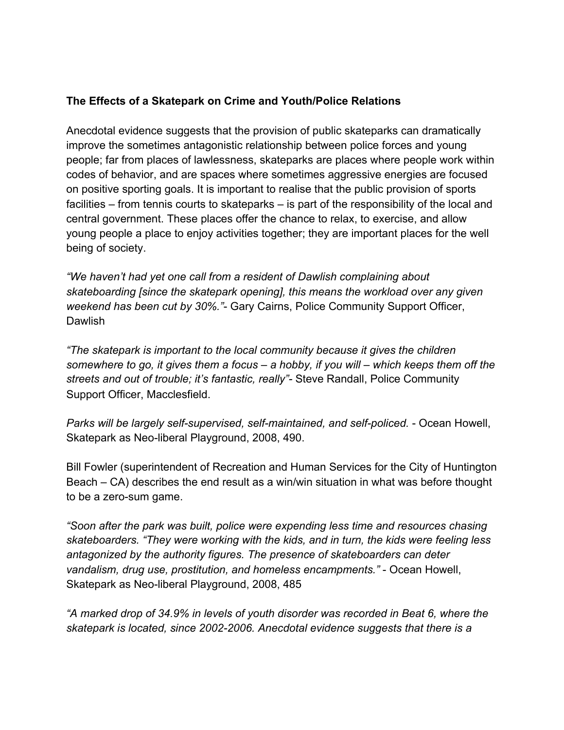**The Effects of a Skatepark on Crime and Youth/Police Relations**

Anecdotal evidence suggests that the provision of public skateparks can dramatically improve the sometimes antagonistic relationship between police forces and young people; far from places of lawlessness, skateparks are places where people work within codes of behavior, and are spaces where sometimes aggressive energies are focused on positive sporting goals. It is important to realise that the public provision of sports facilities – from tennis courts to skateparks – is part of the responsibility of the local and central government. These places offer the chance to relax, to exercise, and allow young people a place to enjoy activities together; they are important places for the well being of society.

*"We haven't had yet one call from a resident of Dawlish complaining about skateboarding [since the skatepark opening], this means the workload over any given weekend has been cut by 30%."*- Gary Cairns, Police Community Support Officer, Dawlish

*"The skatepark is important to the local community because it gives the children somewhere to go, it gives them a focus – a hobby, if you will – which keeps them off the streets and out of trouble; it's fantastic, really"*- Steve Randall, Police Community Support Officer, Macclesfield.

*Parks will be largely self-supervised, self-maintained, and self-policed.* - Ocean Howell, Skatepark as Neo-liberal Playground, 2008, 490.

Bill Fowler (superintendent of Recreation and Human Services for the City of Huntington Beach – CA) describes the end result as a win/win situation in what was before thought to be a zero-sum game.

*"Soon after the park was built, police were expending less time and resources chasing skateboarders. "They were working with the kids, and in turn, the kids were feeling less antagonized by the authority figures. The presence of skateboarders can deter vandalism, drug use, prostitution, and homeless encampments."* - Ocean Howell, Skatepark as Neo-liberal Playground, 2008, 485

*"A marked drop of 34.9% in levels of youth disorder was recorded in Beat 6, where the skatepark is located, since 2002-2006. Anecdotal evidence suggests that there is a*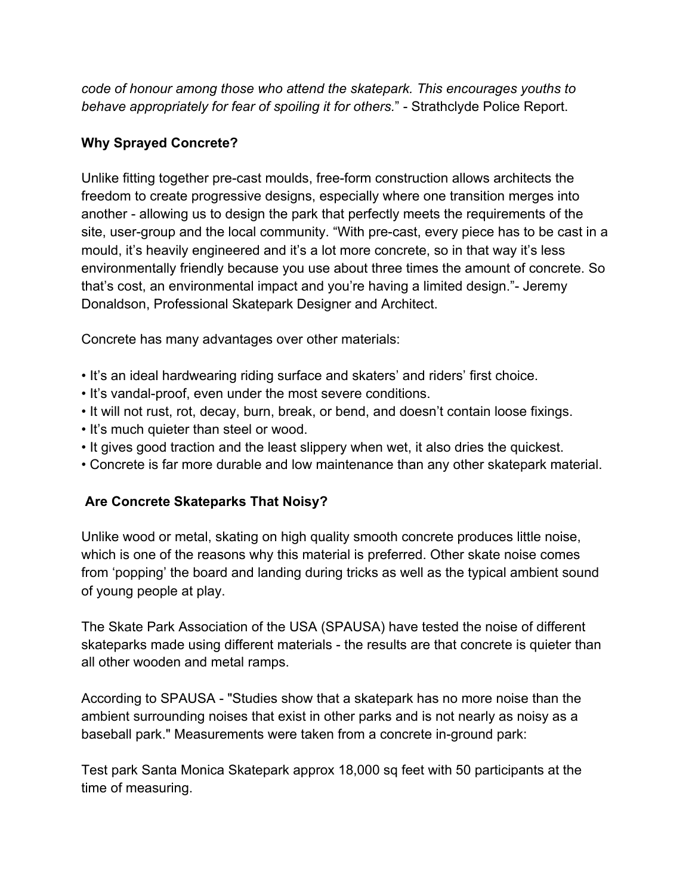*code of honour among those who attend the skatepark. This encourages youths to behave appropriately for fear of spoiling it for others.*" - Strathclyde Police Report.

**Why Sprayed Concrete?**

Unlike fitting together pre-cast moulds, free-form construction allows architects the freedom to create progressive designs, especially where one transition merges into another - allowing us to design the park that perfectly meets the requirements of the site, user-group and the local community. "With pre-cast, every piece has to be cast in a mould, it's heavily engineered and it's a lot more concrete, so in that way it's less environmentally friendly because you use about three times the amount of concrete. So that's cost, an environmental impact and you're having a limited design."- Jeremy Donaldson, Professional Skatepark Designer and Architect.

Concrete has many advantages over other materials:

- It's an ideal hardwearing riding surface and skaters' and riders' first choice.
- It's vandal-proof, even under the most severe conditions.
- It will not rust, rot, decay, burn, break, or bend, and doesn't contain loose fixings.
- It's much quieter than steel or wood.
- It gives good traction and the least slippery when wet, it also dries the quickest.
- Concrete is far more durable and low maintenance than any other skatepark material.

**Are Concrete Skateparks That Noisy?**

Unlike wood or metal, skating on high quality smooth concrete produces little noise, which is one of the reasons why this material is preferred. Other skate noise comes from 'popping' the board and landing during tricks as well as the typical ambient sound of young people at play.

The Skate Park Association of the USA (SPAUSA) have tested the noise of different skateparks made using different materials - the results are that concrete is quieter than all other wooden and metal ramps.

According to SPAUSA - "Studies show that a skatepark has no more noise than the ambient surrounding noises that exist in other parks and is not nearly as noisy as a baseball park." Measurements were taken from a concrete in-ground park:

Test park Santa Monica Skatepark approx 18,000 sq feet with 50 participants at the time of measuring.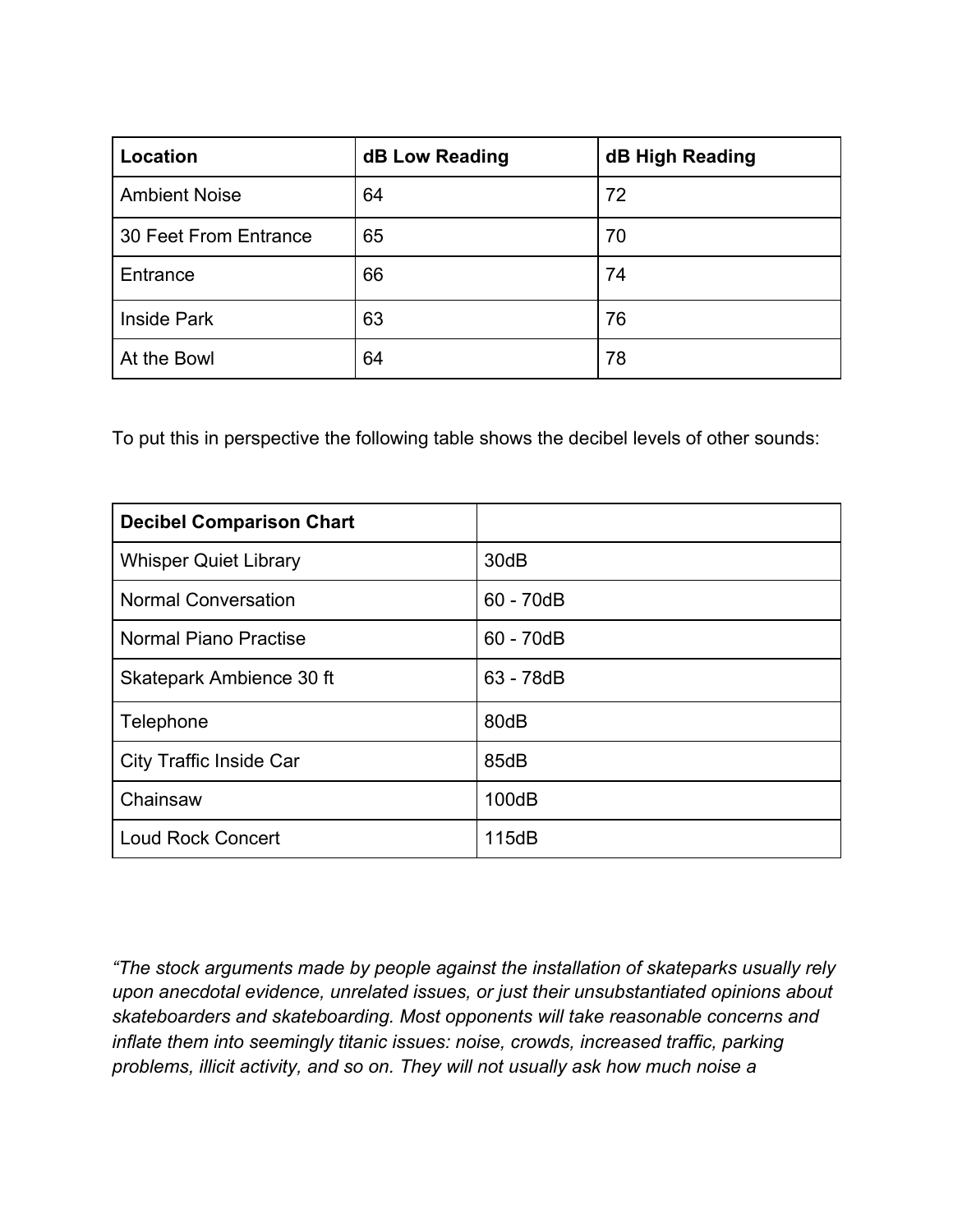| Location | dB Low Reading | dB High Reading |
|---|---|---|
| Ambient Noise | 64 | 72 |
| 30 Feet From Entrance | 65 | 70 |
| Entrance | 66 | 74 |
| Inside Park | 63 | 76 |
| At the Bowl | 64 | 78 |

To put this in perspective the following table shows the decibel levels of other sounds:

| **Decibel Comparison Chart** | |
|---|---|
| Whisper Quiet Library | 30dB |
| Normal Conversation | 60 - 70dB |
| Normal Piano Practise | 60 - 70dB |
| Skatepark Ambience 30 ft | 63 - 78dB |
| Telephone | 80dB |
| City Traffic Inside Car | 85dB |
| Chainsaw | 100dB |
| Loud Rock Concert | 115dB |

*"The stock arguments made by people against the installation of skateparks usually rely upon anecdotal evidence, unrelated issues, or just their unsubstantiated opinions about skateboarders and skateboarding. Most opponents will take reasonable concerns and inflate them into seemingly titanic issues: noise, crowds, increased traffic, parking problems, illicit activity, and so on. They will not usually ask how much noise a*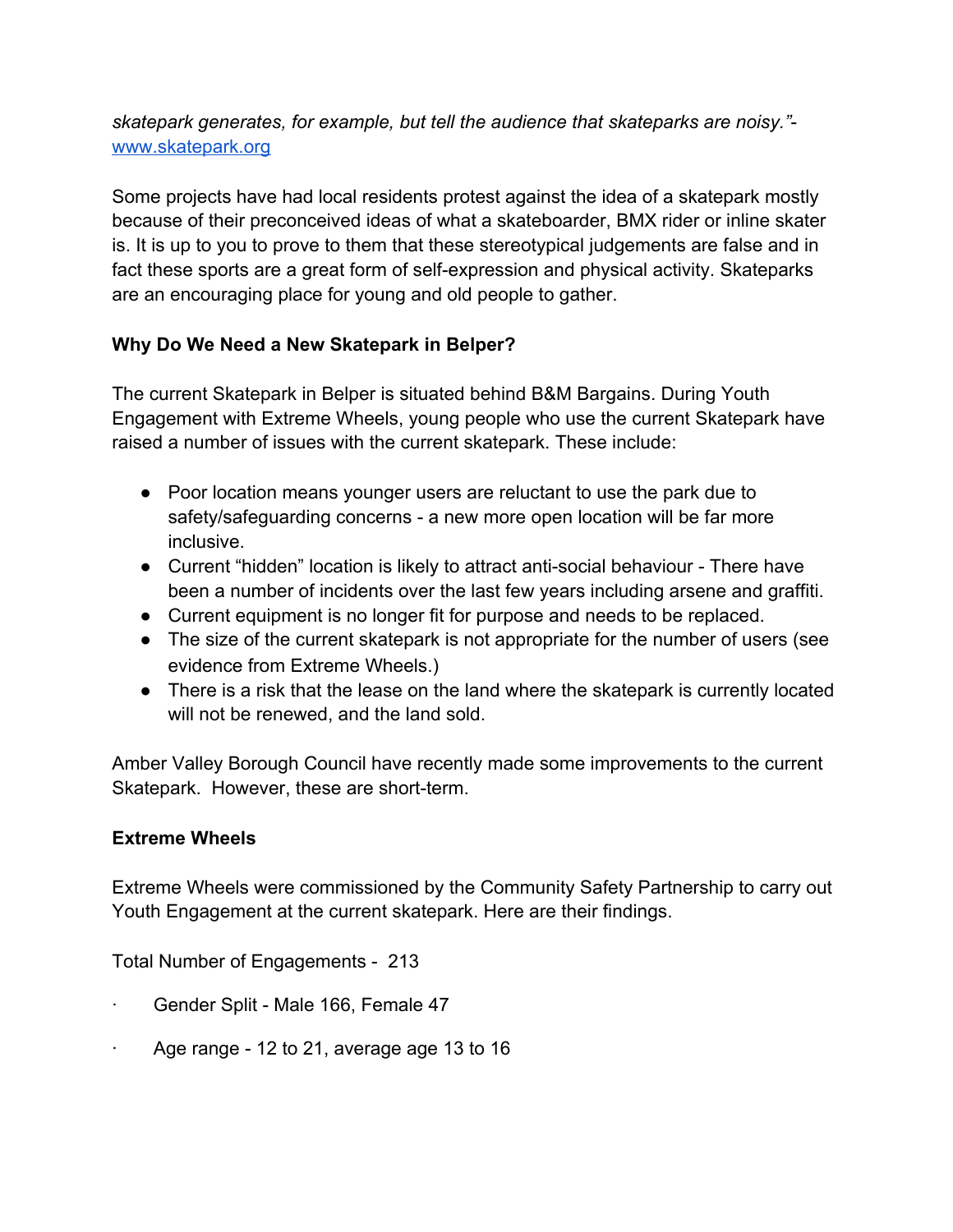*skatepark generates, for example, but tell the audience that skateparks are noisy."*- [www.skatepark.org](http://www.skatepark.org)

Some projects have had local residents protest against the idea of a skatepark mostly because of their preconceived ideas of what a skateboarder, BMX rider or inline skater is. It is up to you to prove to them that these stereotypical judgements are false and in fact these sports are a great form of self-expression and physical activity. Skateparks are an encouraging place for young and old people to gather.

**Why Do We Need a New Skatepark in Belper?**

The current Skatepark in Belper is situated behind B&M Bargains. During Youth Engagement with Extreme Wheels, young people who use the current Skatepark have raised a number of issues with the current skatepark. These include:

- Poor location means younger users are reluctant to use the park due to safety/safeguarding concerns - a new more open location will be far more inclusive.
- Current "hidden" location is likely to attract anti-social behaviour - There have been a number of incidents over the last few years including arsene and graffiti.
- Current equipment is no longer fit for purpose and needs to be replaced.
- The size of the current skatepark is not appropriate for the number of users (see evidence from Extreme Wheels.)
- There is a risk that the lease on the land where the skatepark is currently located will not be renewed, and the land sold.

Amber Valley Borough Council have recently made some improvements to the current Skatepark. However, these are short-term.

**Extreme Wheels**

Extreme Wheels were commissioned by the Community Safety Partnership to carry out Youth Engagement at the current skatepark. Here are their findings.

Total Number of Engagements - 213

- Gender Split - Male 166, Female 47
- Age range - 12 to 21, average age 13 to 16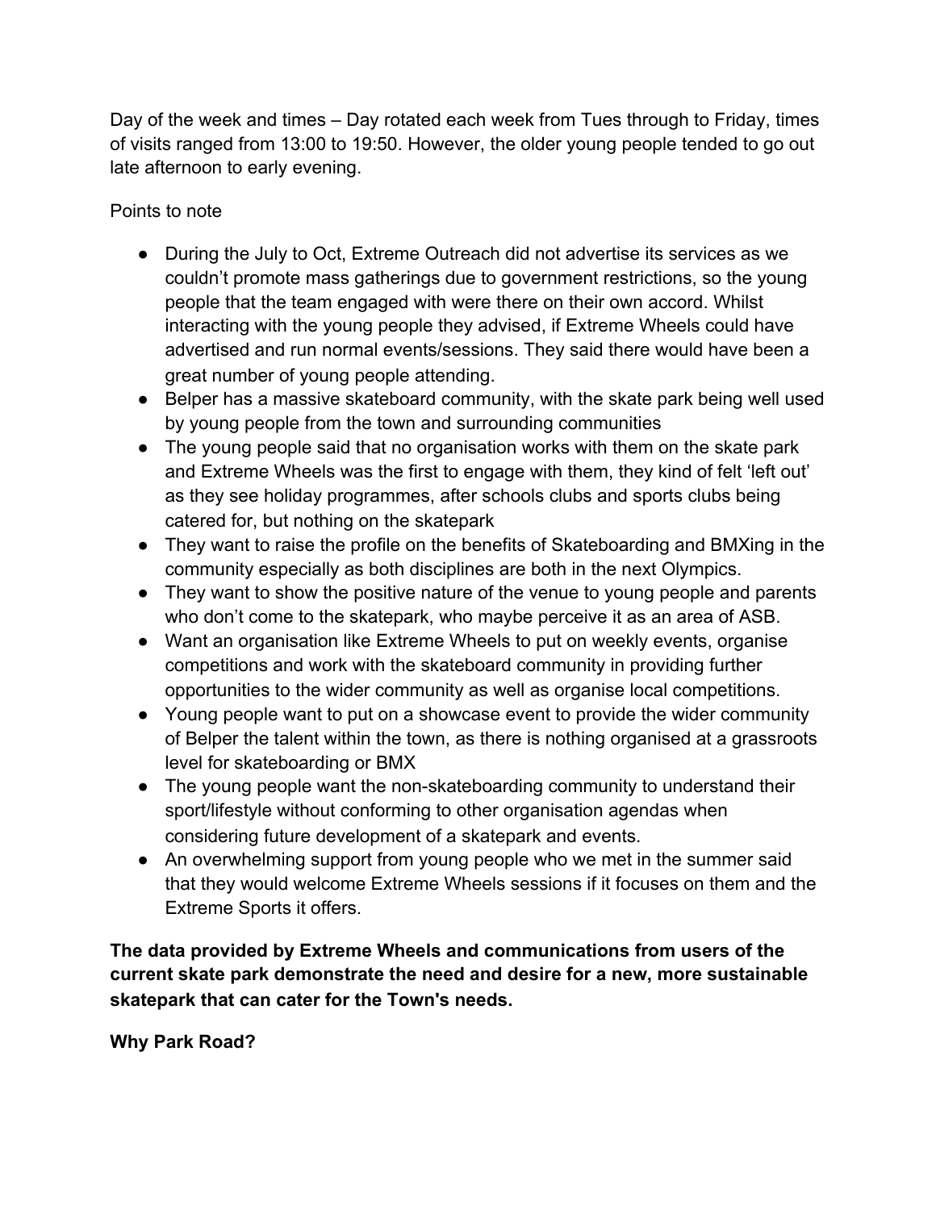Day of the week and times – Day rotated each week from Tues through to Friday, times of visits ranged from 13:00 to 19:50. However, the older young people tended to go out late afternoon to early evening.

Points to note

- During the July to Oct, Extreme Outreach did not advertise its services as we couldn't promote mass gatherings due to government restrictions, so the young people that the team engaged with were there on their own accord. Whilst interacting with the young people they advised, if Extreme Wheels could have advertised and run normal events/sessions. They said there would have been a great number of young people attending.
- Belper has a massive skateboard community, with the skate park being well used by young people from the town and surrounding communities
- The young people said that no organisation works with them on the skate park and Extreme Wheels was the first to engage with them, they kind of felt 'left out' as they see holiday programmes, after schools clubs and sports clubs being catered for, but nothing on the skatepark
- They want to raise the profile on the benefits of Skateboarding and BMXing in the community especially as both disciplines are both in the next Olympics.
- They want to show the positive nature of the venue to young people and parents who don't come to the skatepark, who maybe perceive it as an area of ASB.
- Want an organisation like Extreme Wheels to put on weekly events, organise competitions and work with the skateboard community in providing further opportunities to the wider community as well as organise local competitions.
- Young people want to put on a showcase event to provide the wider community of Belper the talent within the town, as there is nothing organised at a grassroots level for skateboarding or BMX
- The young people want the non-skateboarding community to understand their sport/lifestyle without conforming to other organisation agendas when considering future development of a skatepark and events.
- An overwhelming support from young people who we met in the summer said that they would welcome Extreme Wheels sessions if it focuses on them and the Extreme Sports it offers.

**The data provided by Extreme Wheels and communications from users of the current skate park demonstrate the need and desire for a new, more sustainable skatepark that can cater for the Town's needs.**

**Why Park Road?**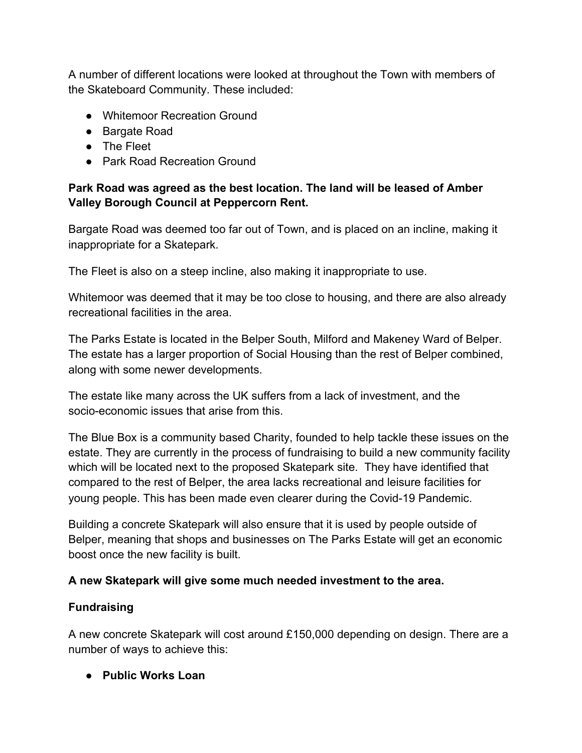A number of different locations were looked at throughout the Town with members of the Skateboard Community. These included:

- Whitemoor Recreation Ground
- Bargate Road
- The Fleet
- Park Road Recreation Ground

**Park Road was agreed as the best location. The land will be leased of Amber Valley Borough Council at Peppercorn Rent.**

Bargate Road was deemed too far out of Town, and is placed on an incline, making it inappropriate for a Skatepark.

The Fleet is also on a steep incline, also making it inappropriate to use.

Whitemoor was deemed that it may be too close to housing, and there are also already recreational facilities in the area.

The Parks Estate is located in the Belper South, Milford and Makeney Ward of Belper. The estate has a larger proportion of Social Housing than the rest of Belper combined, along with some newer developments.

The estate like many across the UK suffers from a lack of investment, and the socio-economic issues that arise from this.

The Blue Box is a community based Charity, founded to help tackle these issues on the estate. They are currently in the process of fundraising to build a new community facility which will be located next to the proposed Skatepark site. They have identified that compared to the rest of Belper, the area lacks recreational and leisure facilities for young people. This has been made even clearer during the Covid-19 Pandemic.

Building a concrete Skatepark will also ensure that it is used by people outside of Belper, meaning that shops and businesses on The Parks Estate will get an economic boost once the new facility is built.

**A new Skatepark will give some much needed investment to the area.**

**Fundraising**

A new concrete Skatepark will cost around £150,000 depending on design. There are a number of ways to achieve this:

- **Public Works Loan**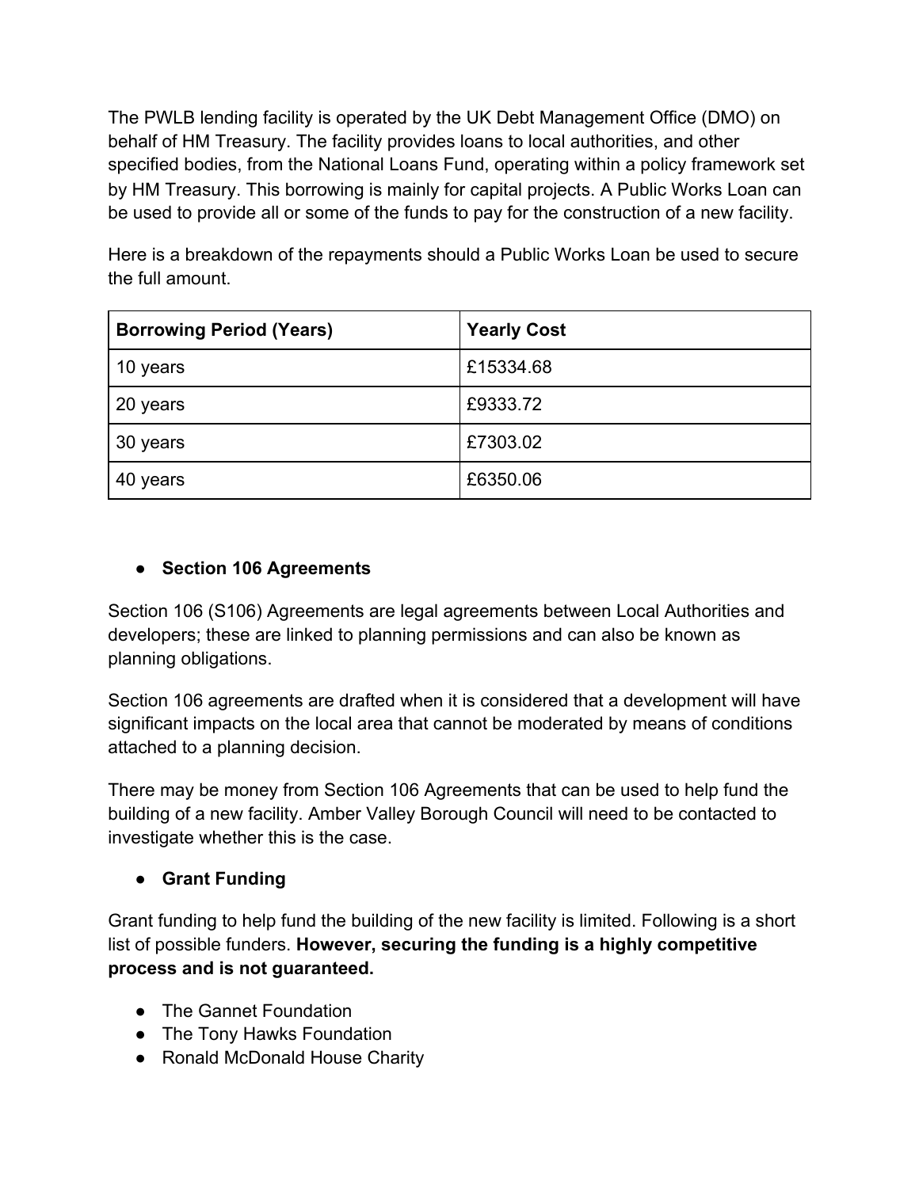The PWLB lending facility is operated by the UK Debt Management Office (DMO) on behalf of HM Treasury. The facility provides loans to local authorities, and other specified bodies, from the National Loans Fund, operating within a policy framework set by HM Treasury. This borrowing is mainly for capital projects. A Public Works Loan can be used to provide all or some of the funds to pay for the construction of a new facility.

Here is a breakdown of the repayments should a Public Works Loan be used to secure the full amount.

| Borrowing Period (Years) | Yearly Cost |
| --- | --- |
| 10 years | £15334.68 |
| 20 years | £9333.72 |
| 30 years | £7303.02 |
| 40 years | £6350.06 |

- **Section 106 Agreements**

Section 106 (S106) Agreements are legal agreements between Local Authorities and developers; these are linked to planning permissions and can also be known as planning obligations.

Section 106 agreements are drafted when it is considered that a development will have significant impacts on the local area that cannot be moderated by means of conditions attached to a planning decision.

There may be money from Section 106 Agreements that can be used to help fund the building of a new facility. Amber Valley Borough Council will need to be contacted to investigate whether this is the case.

- **Grant Funding**

Grant funding to help fund the building of the new facility is limited. Following is a short list of possible funders. **However, securing the funding is a highly competitive process and is not guaranteed.**

- The Gannet Foundation
- The Tony Hawks Foundation
- Ronald McDonald House Charity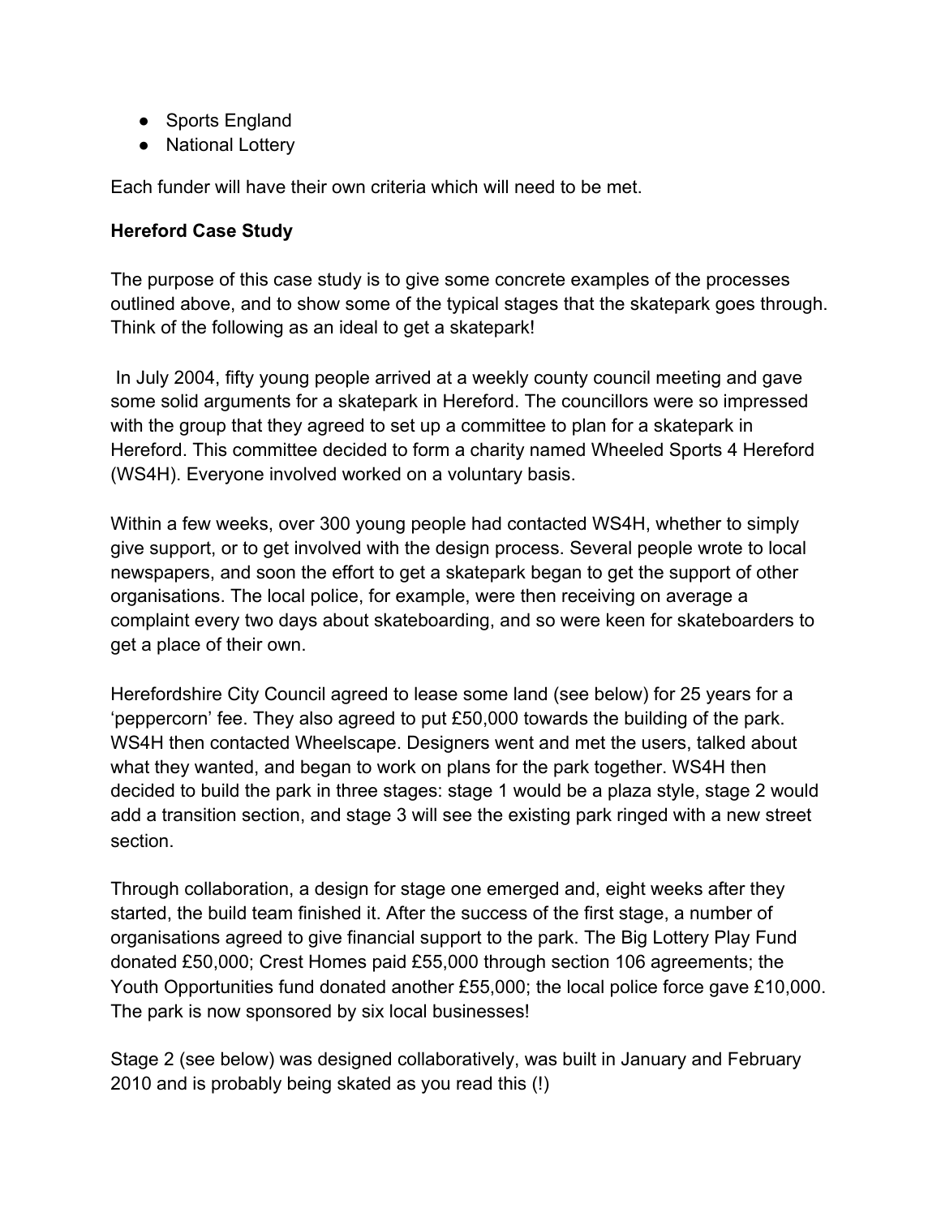- Sports England
- National Lottery

Each funder will have their own criteria which will need to be met.

**Hereford Case Study**

The purpose of this case study is to give some concrete examples of the processes outlined above, and to show some of the typical stages that the skatepark goes through. Think of the following as an ideal to get a skatepark!

In July 2004, fifty young people arrived at a weekly county council meeting and gave some solid arguments for a skatepark in Hereford. The councillors were so impressed with the group that they agreed to set up a committee to plan for a skatepark in Hereford. This committee decided to form a charity named Wheeled Sports 4 Hereford (WS4H). Everyone involved worked on a voluntary basis.

Within a few weeks, over 300 young people had contacted WS4H, whether to simply give support, or to get involved with the design process. Several people wrote to local newspapers, and soon the effort to get a skatepark began to get the support of other organisations. The local police, for example, were then receiving on average a complaint every two days about skateboarding, and so were keen for skateboarders to get a place of their own.

Herefordshire City Council agreed to lease some land (see below) for 25 years for a 'peppercorn' fee. They also agreed to put £50,000 towards the building of the park. WS4H then contacted Wheelscape. Designers went and met the users, talked about what they wanted, and began to work on plans for the park together. WS4H then decided to build the park in three stages: stage 1 would be a plaza style, stage 2 would add a transition section, and stage 3 will see the existing park ringed with a new street section.

Through collaboration, a design for stage one emerged and, eight weeks after they started, the build team finished it. After the success of the first stage, a number of organisations agreed to give financial support to the park. The Big Lottery Play Fund donated £50,000; Crest Homes paid £55,000 through section 106 agreements; the Youth Opportunities fund donated another £55,000; the local police force gave £10,000. The park is now sponsored by six local businesses!

Stage 2 (see below) was designed collaboratively, was built in January and February 2010 and is probably being skated as you read this (!)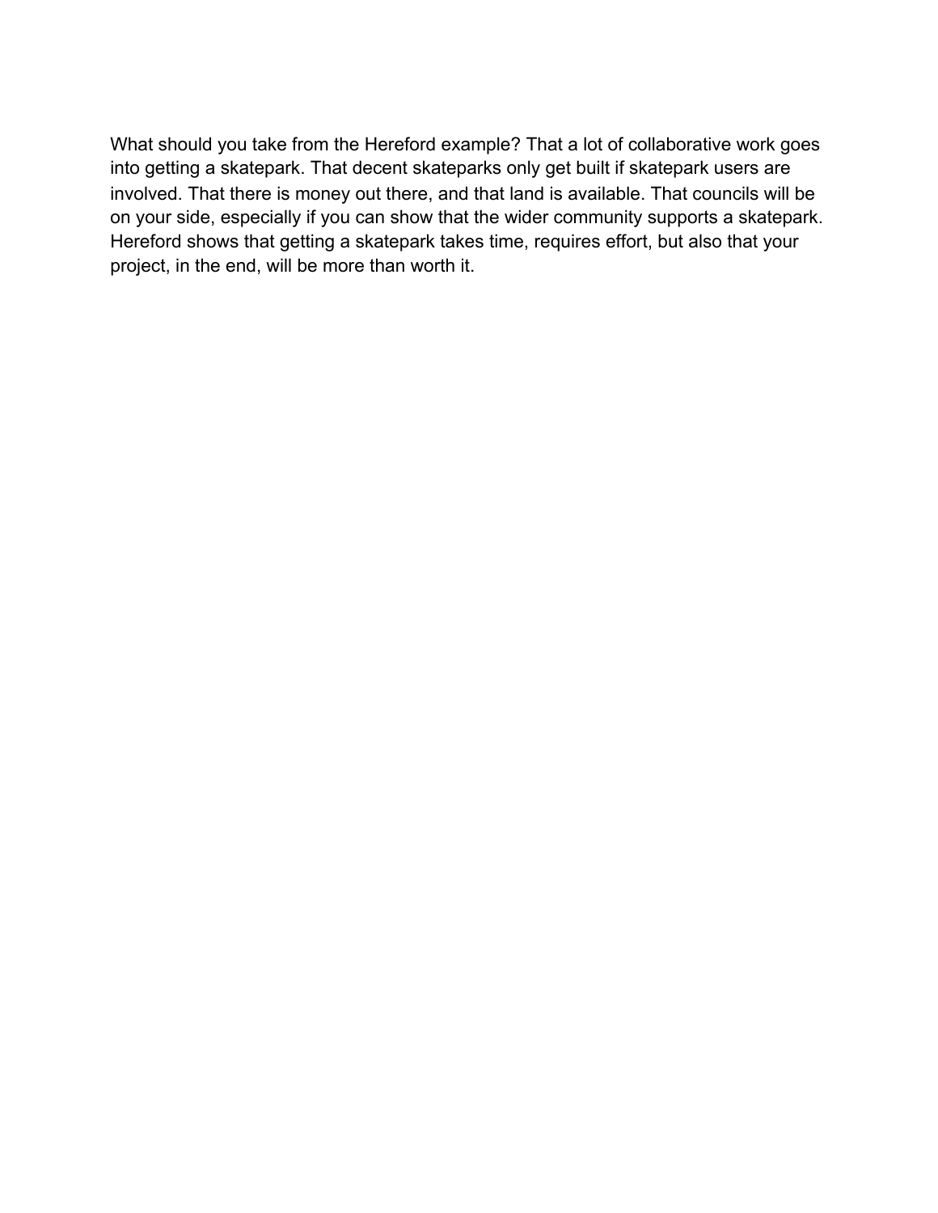What should you take from the Hereford example? That a lot of collaborative work goes into getting a skatepark. That decent skateparks only get built if skatepark users are involved. That there is money out there, and that land is available. That councils will be on your side, especially if you can show that the wider community supports a skatepark. Hereford shows that getting a skatepark takes time, requires effort, but also that your project, in the end, will be more than worth it.